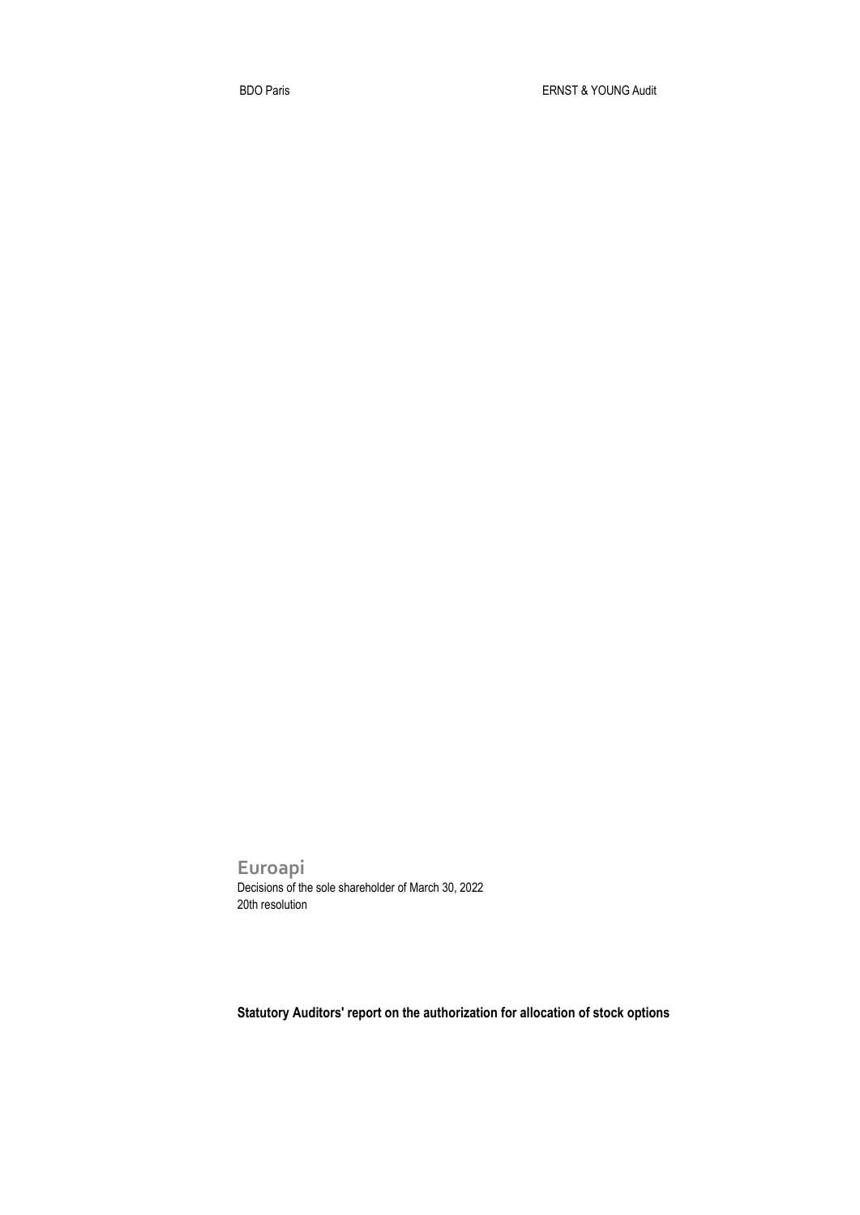BDO Paris ERNST & YOUNG Audit

**Euroapi**

Decisions of the sole shareholder of March 30, 2022

20th resolution

**Statutory Auditors' report on the authorization for allocation of stock options**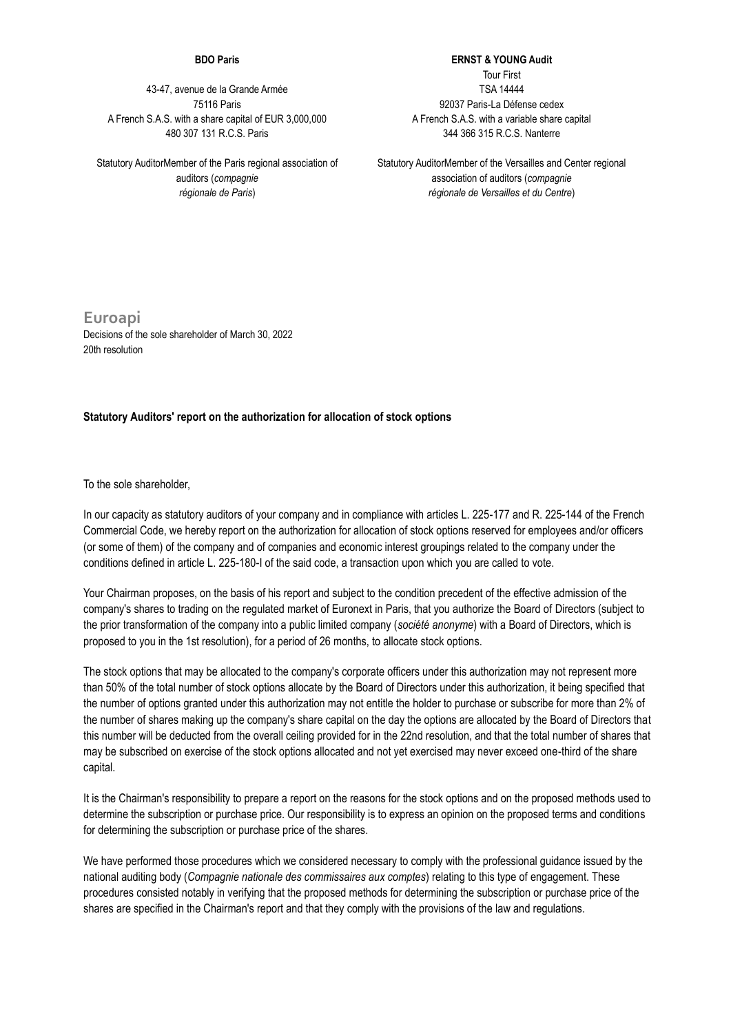**BDO Paris**

43-47, avenue de la Grande Armée
75116 Paris
A French S.A.S. with a share capital of EUR 3,000,000
480 307 131 R.C.S. Paris

Statutory AuditorMember of the Paris regional association of auditors (*compagnie régionale de Paris*)

**ERNST & YOUNG Audit**

Tour First
TSA 14444
92037 Paris-La Défense cedex
A French S.A.S. with a variable share capital
344 366 315 R.C.S. Nanterre

Statutory AuditorMember of the Versailles and Center regional association of auditors (*compagnie régionale de Versailles et du Centre*)

# Euroapi

Decisions of the sole shareholder of March 30, 2022
20th resolution

**Statutory Auditors' report on the authorization for allocation of stock options**

To the sole shareholder,

In our capacity as statutory auditors of your company and in compliance with articles L. 225-177 and R. 225-144 of the French Commercial Code, we hereby report on the authorization for allocation of stock options reserved for employees and/or officers (or some of them) of the company and of companies and economic interest groupings related to the company under the conditions defined in article L. 225-180-I of the said code, a transaction upon which you are called to vote.

Your Chairman proposes, on the basis of his report and subject to the condition precedent of the effective admission of the company's shares to trading on the regulated market of Euronext in Paris, that you authorize the Board of Directors (subject to the prior transformation of the company into a public limited company (*société anonyme*) with a Board of Directors, which is proposed to you in the 1st resolution), for a period of 26 months, to allocate stock options.

The stock options that may be allocated to the company's corporate officers under this authorization may not represent more than 50% of the total number of stock options allocate by the Board of Directors under this authorization, it being specified that the number of options granted under this authorization may not entitle the holder to purchase or subscribe for more than 2% of the number of shares making up the company's share capital on the day the options are allocated by the Board of Directors that this number will be deducted from the overall ceiling provided for in the 22nd resolution, and that the total number of shares that may be subscribed on exercise of the stock options allocated and not yet exercised may never exceed one-third of the share capital.

It is the Chairman's responsibility to prepare a report on the reasons for the stock options and on the proposed methods used to determine the subscription or purchase price. Our responsibility is to express an opinion on the proposed terms and conditions for determining the subscription or purchase price of the shares.

We have performed those procedures which we considered necessary to comply with the professional guidance issued by the national auditing body (*Compagnie nationale des commissaires aux comptes*) relating to this type of engagement. These procedures consisted notably in verifying that the proposed methods for determining the subscription or purchase price of the shares are specified in the Chairman's report and that they comply with the provisions of the law and regulations.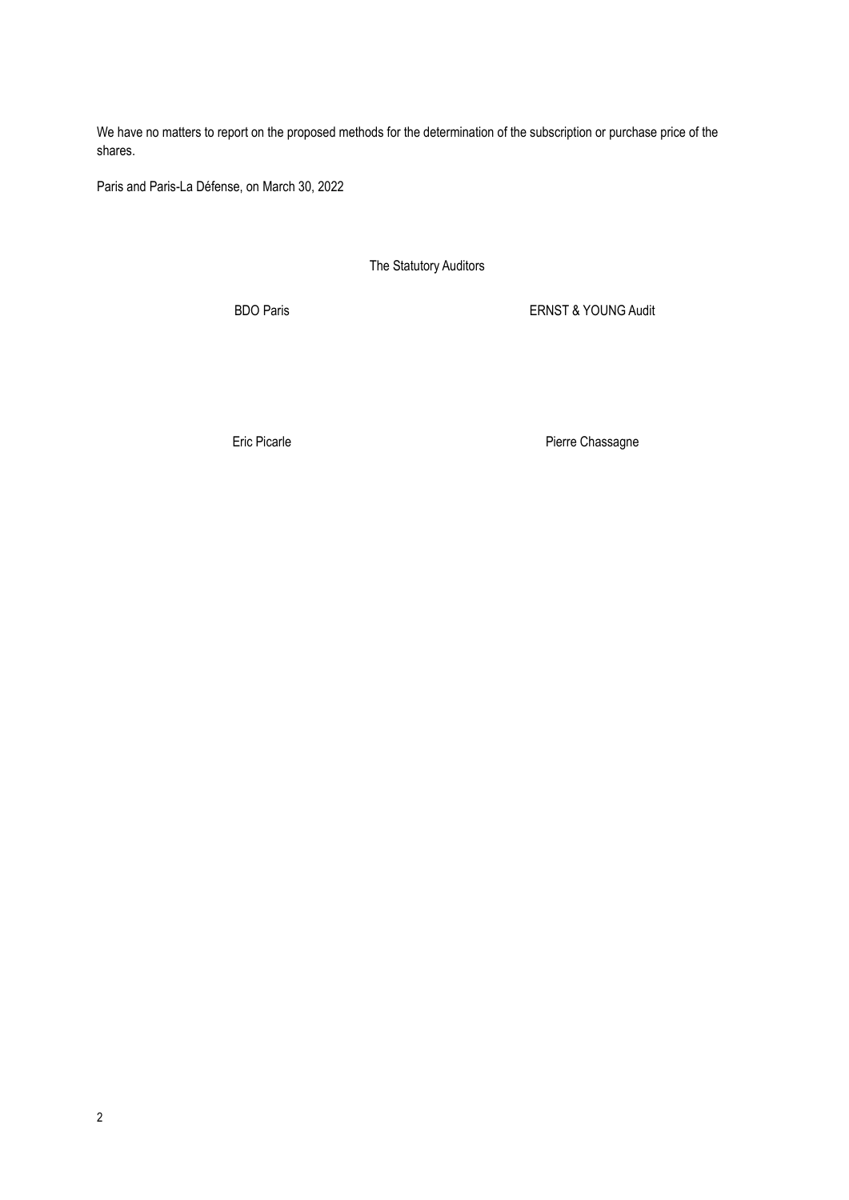We have no matters to report on the proposed methods for the determination of the subscription or purchase price of the shares.

Paris and Paris-La Défense, on March 30, 2022

The Statutory Auditors

| | |
|---|---|
| BDO Paris | ERNST & YOUNG Audit |
| Eric Picarle | Pierre Chassagne |